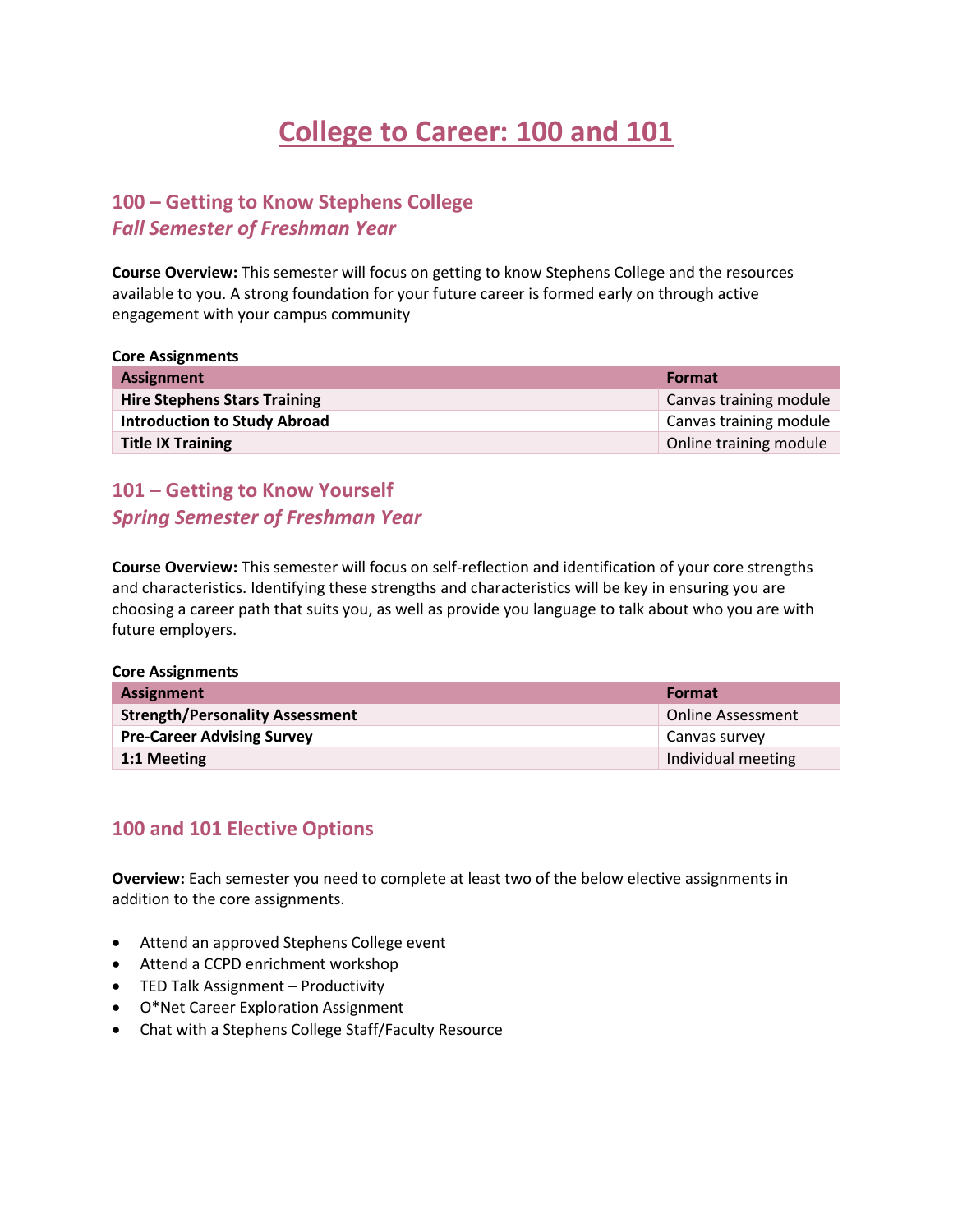# College to Career: 100 and 101

## 100 – Getting to Know Stephens College
### *Fall Semester of Freshman Year*

**Course Overview:** This semester will focus on getting to know Stephens College and the resources available to you. A strong foundation for your future career is formed early on through active engagement with your campus community

**Core Assignments**

| Assignment | Format |
|---|---|
| **Hire Stephens Stars Training** | Canvas training module |
| **Introduction to Study Abroad** | Canvas training module |
| **Title IX Training** | Online training module |

## 101 – Getting to Know Yourself
### *Spring Semester of Freshman Year*

**Course Overview:** This semester will focus on self-reflection and identification of your core strengths and characteristics. Identifying these strengths and characteristics will be key in ensuring you are choosing a career path that suits you, as well as provide you language to talk about who you are with future employers.

**Core Assignments**

| Assignment | Format |
|---|---|
| **Strength/Personality Assessment** | Online Assessment |
| **Pre-Career Advising Survey** | Canvas survey |
| **1:1 Meeting** | Individual meeting |

## 100 and 101 Elective Options

**Overview:** Each semester you need to complete at least two of the below elective assignments in addition to the core assignments.

- Attend an approved Stephens College event
- Attend a CCPD enrichment workshop
- TED Talk Assignment – Productivity
- O*Net Career Exploration Assignment
- Chat with a Stephens College Staff/Faculty Resource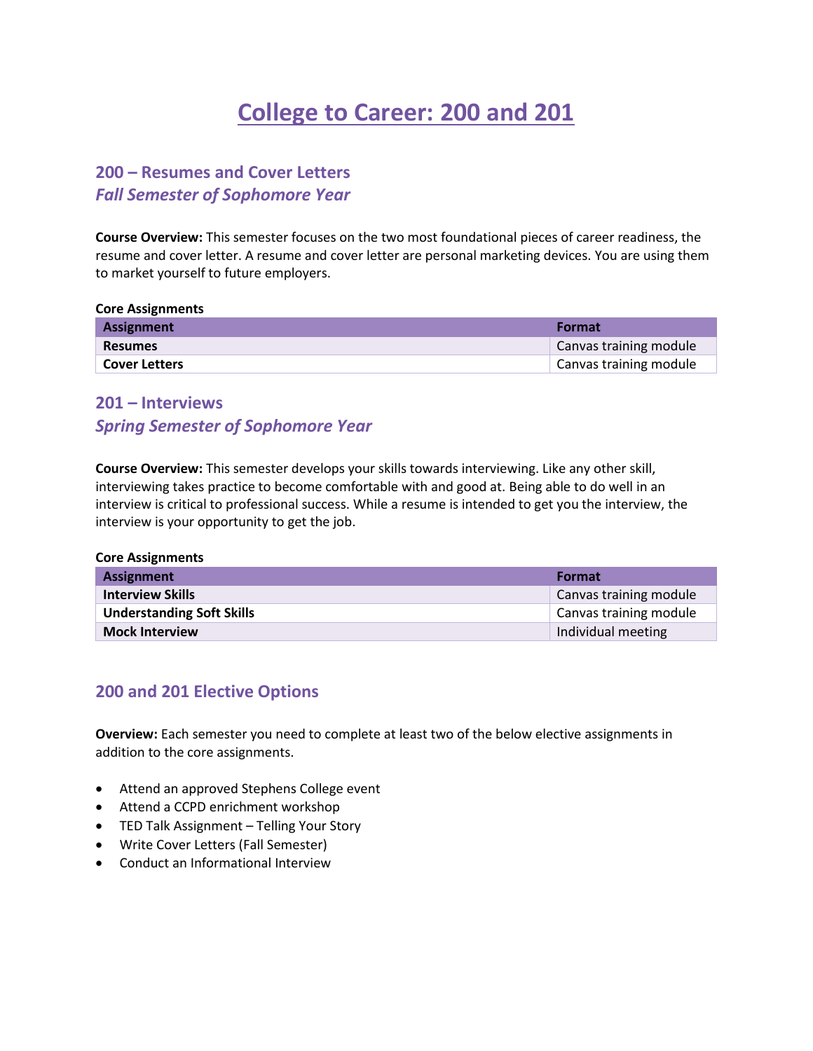# College to Career: 200 and 201

## 200 – Resumes and Cover Letters

### *Fall Semester of Sophomore Year*

**Course Overview:** This semester focuses on the two most foundational pieces of career readiness, the resume and cover letter. A resume and cover letter are personal marketing devices. You are using them to market yourself to future employers.

**Core Assignments**

| Assignment | Format |
| --- | --- |
| **Resumes** | Canvas training module |
| **Cover Letters** | Canvas training module |

## 201 – Interviews

### *Spring Semester of Sophomore Year*

**Course Overview:** This semester develops your skills towards interviewing. Like any other skill, interviewing takes practice to become comfortable with and good at. Being able to do well in an interview is critical to professional success. While a resume is intended to get you the interview, the interview is your opportunity to get the job.

**Core Assignments**

| Assignment | Format |
| --- | --- |
| **Interview Skills** | Canvas training module |
| **Understanding Soft Skills** | Canvas training module |
| **Mock Interview** | Individual meeting |

## 200 and 201 Elective Options

**Overview:** Each semester you need to complete at least two of the below elective assignments in addition to the core assignments.

- Attend an approved Stephens College event
- Attend a CCPD enrichment workshop
- TED Talk Assignment – Telling Your Story
- Write Cover Letters (Fall Semester)
- Conduct an Informational Interview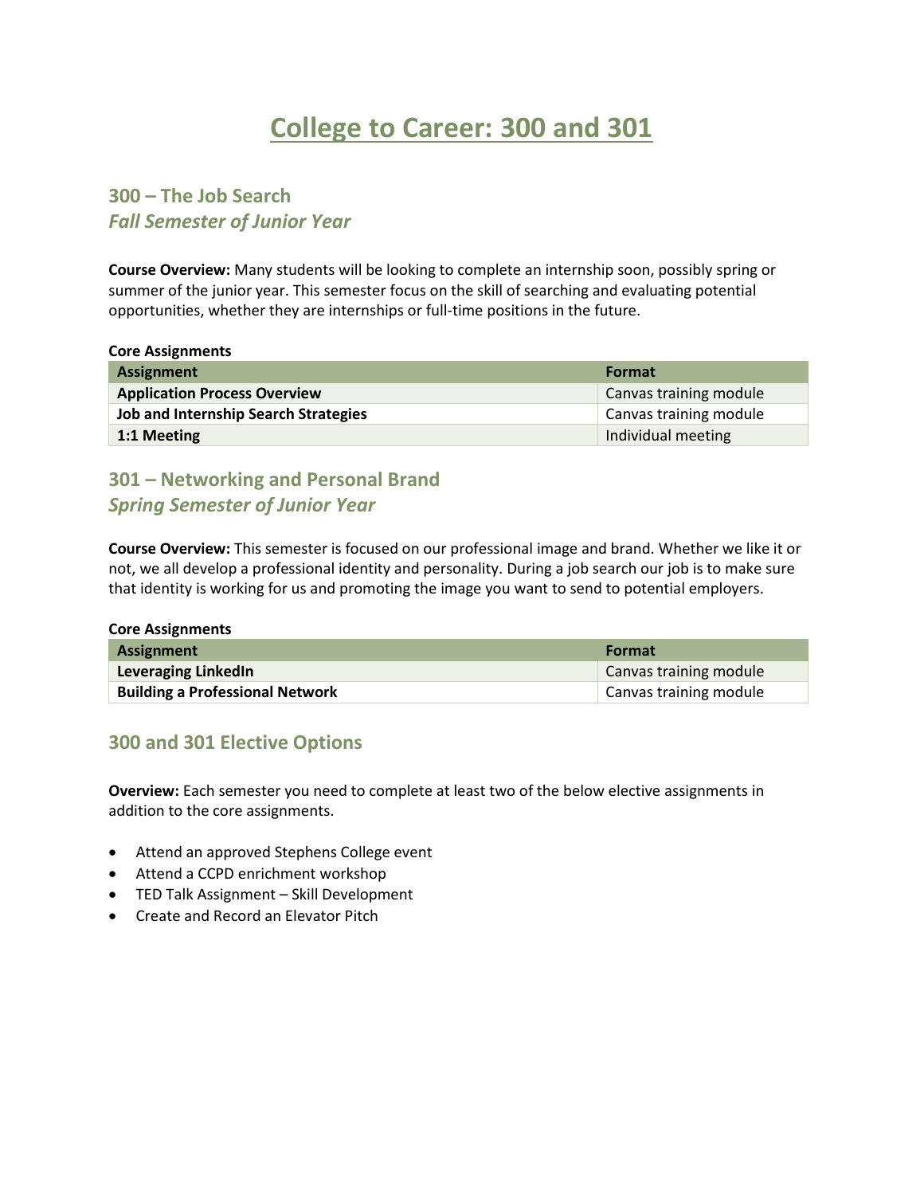# College to Career: 300 and 301

## 300 – The Job Search
### *Fall Semester of Junior Year*

**Course Overview:** Many students will be looking to complete an internship soon, possibly spring or summer of the junior year. This semester focus on the skill of searching and evaluating potential opportunities, whether they are internships or full-time positions in the future.

**Core Assignments**

| Assignment | Format |
| --- | --- |
| **Application Process Overview** | Canvas training module |
| **Job and Internship Search Strategies** | Canvas training module |
| **1:1 Meeting** | Individual meeting |

## 301 – Networking and Personal Brand
### *Spring Semester of Junior Year*

**Course Overview:** This semester is focused on our professional image and brand. Whether we like it or not, we all develop a professional identity and personality. During a job search our job is to make sure that identity is working for us and promoting the image you want to send to potential employers.

**Core Assignments**

| Assignment | Format |
| --- | --- |
| **Leveraging LinkedIn** | Canvas training module |
| **Building a Professional Network** | Canvas training module |

## 300 and 301 Elective Options

**Overview:** Each semester you need to complete at least two of the below elective assignments in addition to the core assignments.

- Attend an approved Stephens College event
- Attend a CCPD enrichment workshop
- TED Talk Assignment – Skill Development
- Create and Record an Elevator Pitch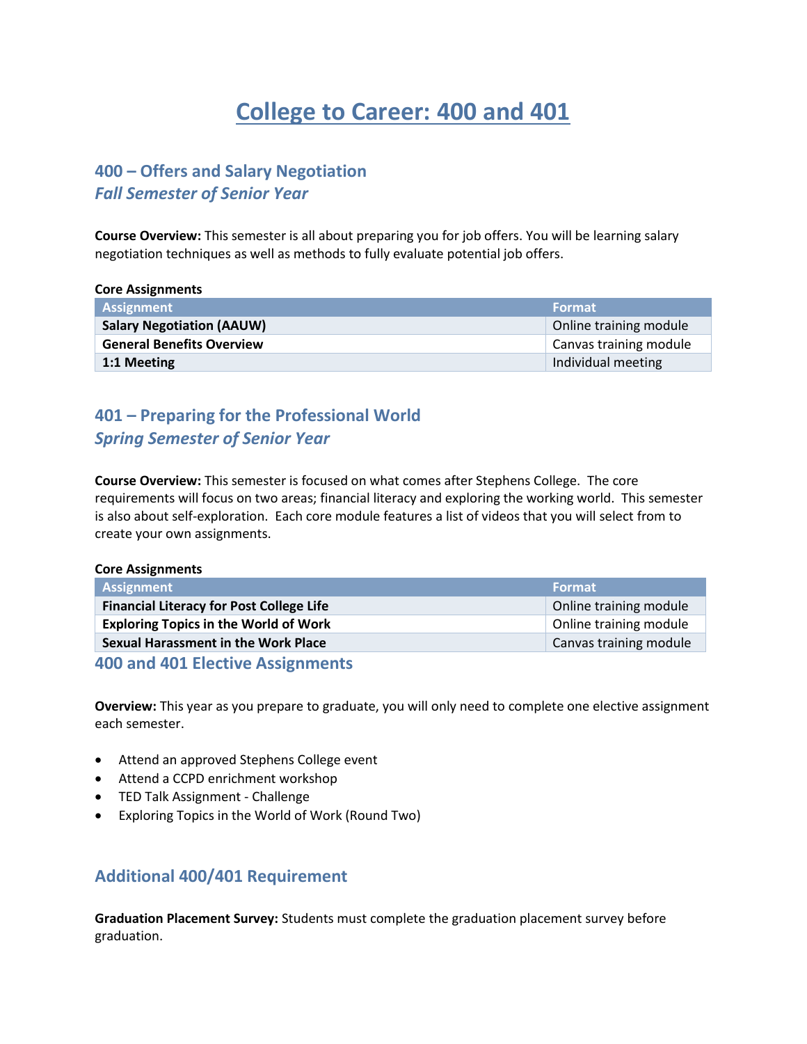# College to Career: 400 and 401

## 400 – Offers and Salary Negotiation
### *Fall Semester of Senior Year*

**Course Overview:** This semester is all about preparing you for job offers. You will be learning salary negotiation techniques as well as methods to fully evaluate potential job offers.

**Core Assignments**

| Assignment | Format |
|---|---|
| **Salary Negotiation (AAUW)** | Online training module |
| **General Benefits Overview** | Canvas training module |
| **1:1 Meeting** | Individual meeting |

## 401 – Preparing for the Professional World
### *Spring Semester of Senior Year*

**Course Overview:** This semester is focused on what comes after Stephens College. The core requirements will focus on two areas; financial literacy and exploring the working world. This semester is also about self-exploration. Each core module features a list of videos that you will select from to create your own assignments.

**Core Assignments**

| Assignment | Format |
|---|---|
| **Financial Literacy for Post College Life** | Online training module |
| **Exploring Topics in the World of Work** | Online training module |
| **Sexual Harassment in the Work Place** | Canvas training module |

## 400 and 401 Elective Assignments

**Overview:** This year as you prepare to graduate, you will only need to complete one elective assignment each semester.

- Attend an approved Stephens College event
- Attend a CCPD enrichment workshop
- TED Talk Assignment - Challenge
- Exploring Topics in the World of Work (Round Two)

## Additional 400/401 Requirement

**Graduation Placement Survey:** Students must complete the graduation placement survey before graduation.